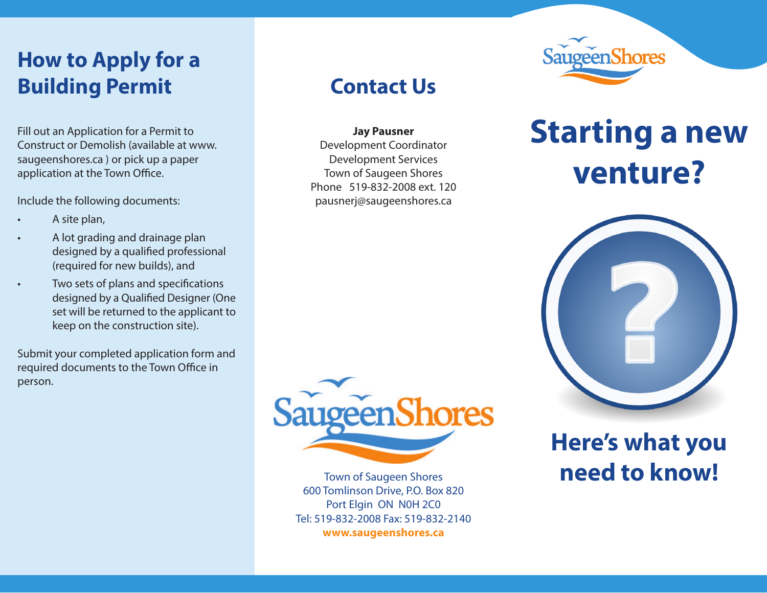## How to Apply for a Building Permit

Fill out an Application for a Permit to Construct or Demolish (available at www.saugeenshores.ca ) or pick up a paper application at the Town Office.

Include the following documents:

- A site plan,
- A lot grading and drainage plan designed by a qualified professional (required for new builds), and
- Two sets of plans and specifications designed by a Qualified Designer (One set will be returned to the applicant to keep on the construction site).

Submit your completed application form and required documents to the Town Office in person.

## Contact Us

**Jay Pausner**
Development Coordinator
Development Services
Town of Saugeen Shores
Phone 519-832-2008 ext. 120
pausnerj@saugeenshores.ca

SaugeenShores

Town of Saugeen Shores
600 Tomlinson Drive, P.O. Box 820
Port Elgin ON N0H 2C0
Tel: 519-832-2008 Fax: 519-832-2140
**www.saugeenshores.ca**

SaugeenShores

# Starting a new venture?

## Here's what you need to know!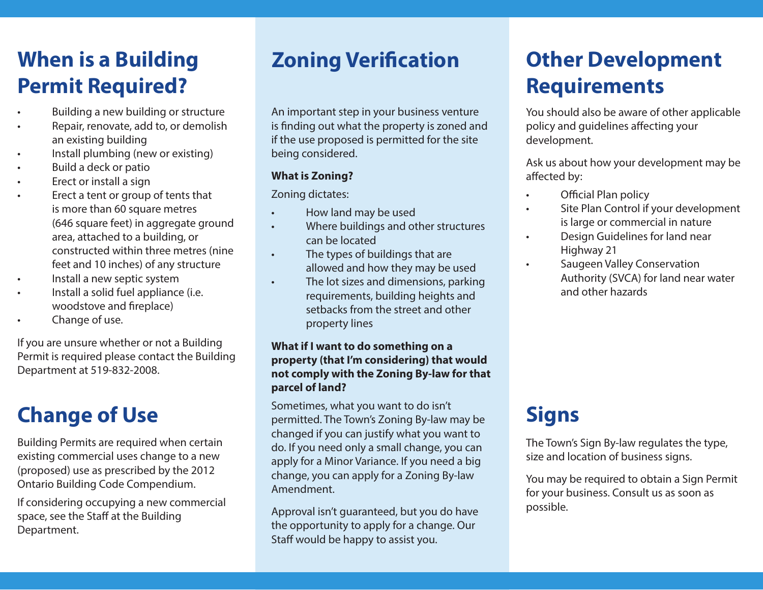## When is a Building Permit Required?

- Building a new building or structure
- Repair, renovate, add to, or demolish an existing building
- Install plumbing (new or existing)
- Build a deck or patio
- Erect or install a sign
- Erect a tent or group of tents that is more than 60 square metres (646 square feet) in aggregate ground area, attached to a building, or constructed within three metres (nine feet and 10 inches) of any structure
- Install a new septic system
- Install a solid fuel appliance (i.e. woodstove and fireplace)
- Change of use.

If you are unsure whether or not a Building Permit is required please contact the Building Department at 519-832-2008.

## Change of Use

Building Permits are required when certain existing commercial uses change to a new (proposed) use as prescribed by the 2012 Ontario Building Code Compendium.

If considering occupying a new commercial space, see the Staff at the Building Department.

## Zoning Verification

An important step in your business venture is finding out what the property is zoned and if the use proposed is permitted for the site being considered.

**What is Zoning?**

Zoning dictates:

- How land may be used
- Where buildings and other structures can be located
- The types of buildings that are allowed and how they may be used
- The lot sizes and dimensions, parking requirements, building heights and setbacks from the street and other property lines

**What if I want to do something on a property (that I'm considering) that would not comply with the Zoning By-law for that parcel of land?**

Sometimes, what you want to do isn't permitted. The Town's Zoning By-law may be changed if you can justify what you want to do. If you need only a small change, you can apply for a Minor Variance. If you need a big change, you can apply for a Zoning By-law Amendment.

Approval isn't guaranteed, but you do have the opportunity to apply for a change. Our Staff would be happy to assist you.

## Other Development Requirements

You should also be aware of other applicable policy and guidelines affecting your development.

Ask us about how your development may be affected by:

- Official Plan policy
- Site Plan Control if your development is large or commercial in nature
- Design Guidelines for land near Highway 21
- Saugeen Valley Conservation Authority (SVCA) for land near water and other hazards

## Signs

The Town's Sign By-law regulates the type, size and location of business signs.

You may be required to obtain a Sign Permit for your business. Consult us as soon as possible.